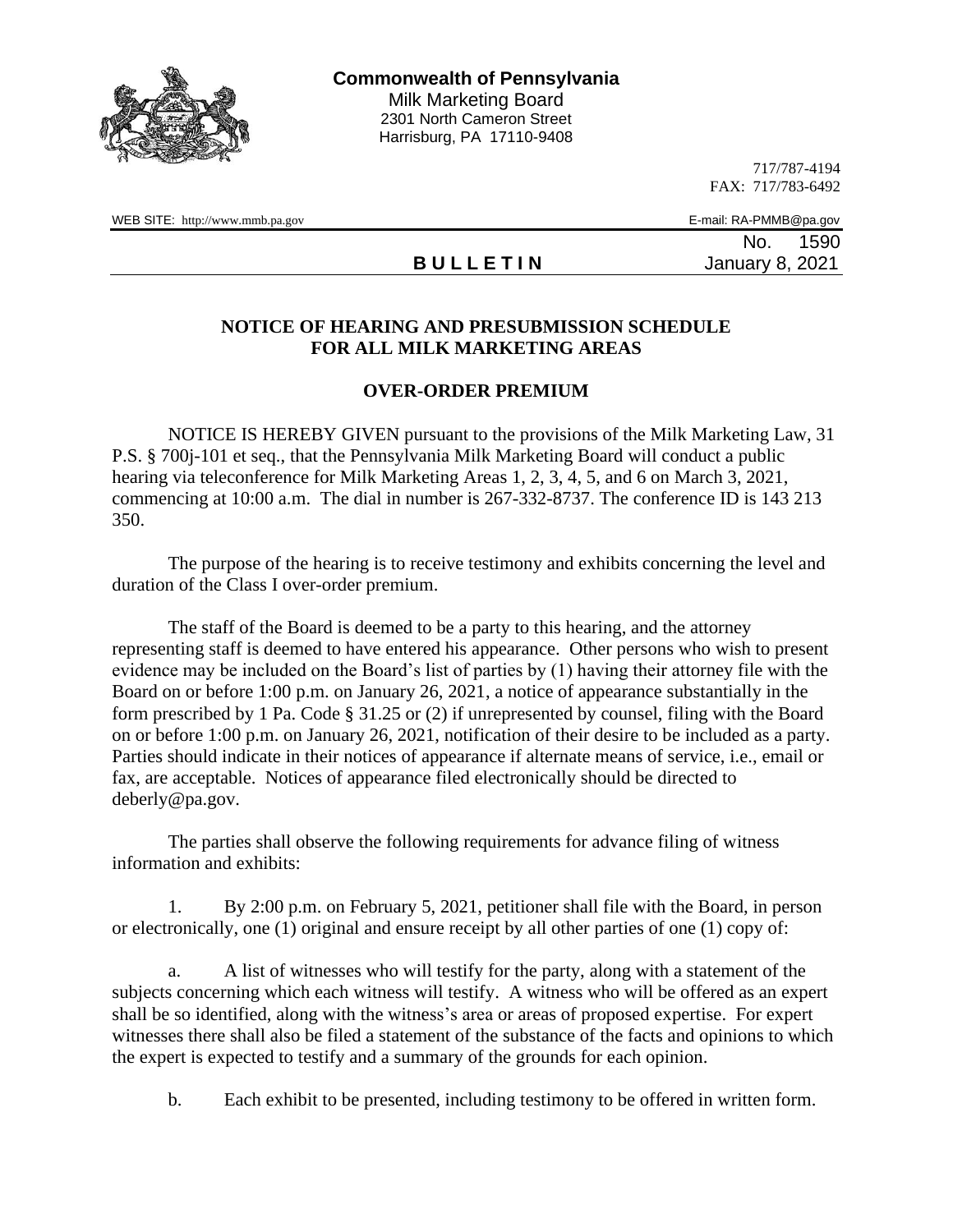**Commonwealth of Pennsylvania**
Milk Marketing Board
2301 North Cameron Street
Harrisburg, PA 17110-9408

717/787-4194
FAX: 717/783-6492

WEB SITE: http://www.mmb.pa.gov
E-mail: RA-PMMB@pa.gov

No. 1590

**B U L L E T I N** January 8, 2021

## NOTICE OF HEARING AND PRESUBMISSION SCHEDULE FOR ALL MILK MARKETING AREAS

## OVER-ORDER PREMIUM

NOTICE IS HEREBY GIVEN pursuant to the provisions of the Milk Marketing Law, 31 P.S. § 700j-101 et seq., that the Pennsylvania Milk Marketing Board will conduct a public hearing via teleconference for Milk Marketing Areas 1, 2, 3, 4, 5, and 6 on March 3, 2021, commencing at 10:00 a.m. The dial in number is 267-332-8737. The conference ID is 143 213 350.

The purpose of the hearing is to receive testimony and exhibits concerning the level and duration of the Class I over-order premium.

The staff of the Board is deemed to be a party to this hearing, and the attorney representing staff is deemed to have entered his appearance. Other persons who wish to present evidence may be included on the Board's list of parties by (1) having their attorney file with the Board on or before 1:00 p.m. on January 26, 2021, a notice of appearance substantially in the form prescribed by 1 Pa. Code § 31.25 or (2) if unrepresented by counsel, filing with the Board on or before 1:00 p.m. on January 26, 2021, notification of their desire to be included as a party. Parties should indicate in their notices of appearance if alternate means of service, i.e., email or fax, are acceptable. Notices of appearance filed electronically should be directed to deberly@pa.gov.

The parties shall observe the following requirements for advance filing of witness information and exhibits:

1. By 2:00 p.m. on February 5, 2021, petitioner shall file with the Board, in person or electronically, one (1) original and ensure receipt by all other parties of one (1) copy of:

a. A list of witnesses who will testify for the party, along with a statement of the subjects concerning which each witness will testify. A witness who will be offered as an expert shall be so identified, along with the witness's area or areas of proposed expertise. For expert witnesses there shall also be filed a statement of the substance of the facts and opinions to which the expert is expected to testify and a summary of the grounds for each opinion.

b. Each exhibit to be presented, including testimony to be offered in written form.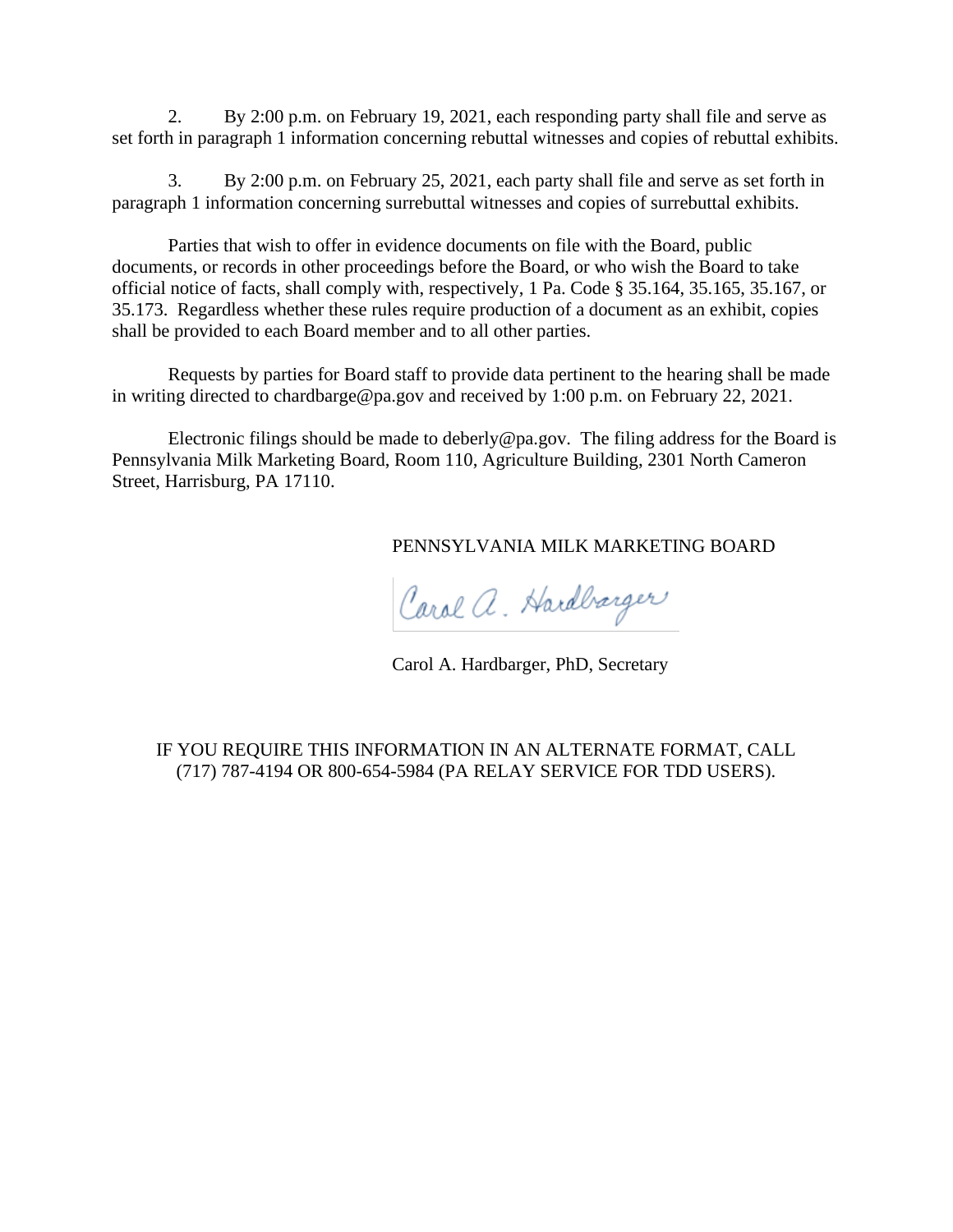2. By 2:00 p.m. on February 19, 2021, each responding party shall file and serve as set forth in paragraph 1 information concerning rebuttal witnesses and copies of rebuttal exhibits.

3. By 2:00 p.m. on February 25, 2021, each party shall file and serve as set forth in paragraph 1 information concerning surrebuttal witnesses and copies of surrebuttal exhibits.

Parties that wish to offer in evidence documents on file with the Board, public documents, or records in other proceedings before the Board, or who wish the Board to take official notice of facts, shall comply with, respectively, 1 Pa. Code § 35.164, 35.165, 35.167, or 35.173. Regardless whether these rules require production of a document as an exhibit, copies shall be provided to each Board member and to all other parties.

Requests by parties for Board staff to provide data pertinent to the hearing shall be made in writing directed to chardbarge@pa.gov and received by 1:00 p.m. on February 22, 2021.

Electronic filings should be made to deberly@pa.gov. The filing address for the Board is Pennsylvania Milk Marketing Board, Room 110, Agriculture Building, 2301 North Cameron Street, Harrisburg, PA 17110.

PENNSYLVANIA MILK MARKETING BOARD

Carol A. Hardbarger

Carol A. Hardbarger, PhD, Secretary

IF YOU REQUIRE THIS INFORMATION IN AN ALTERNATE FORMAT, CALL (717) 787-4194 OR 800-654-5984 (PA RELAY SERVICE FOR TDD USERS).